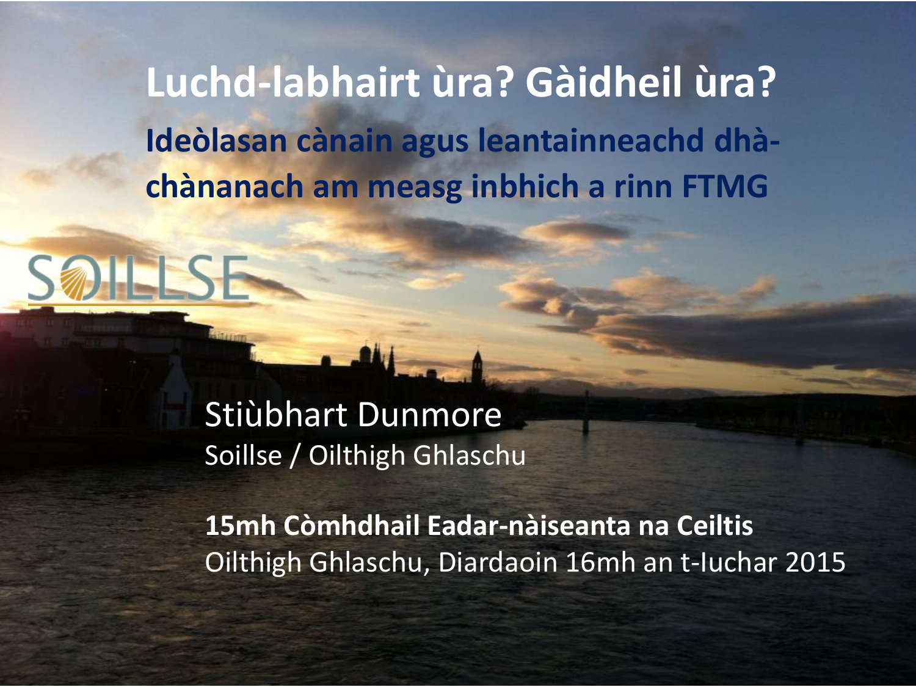# Luchd-labhairt ùra? Gàidheil ùra?

## Ideòlasan cànain agus leantainneachd dhà-chànanach am measg inbhich a rinn FTMG

SOILLSE

Stiùbhart Dunmore
Soillse / Oilthigh Ghlaschu

**15mh Còmhdhail Eadar-nàiseanta na Ceiltis**
Oilthigh Ghlaschu, Diardaoin 16mh an t-Iuchar 2015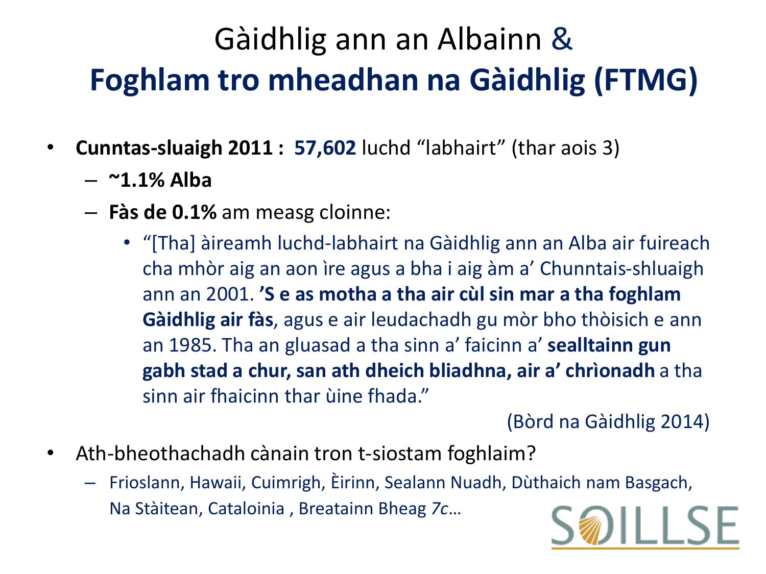# Gàidhlig ann an Albainn & **Foghlam tro mheadhan na Gàidhlig (FTMG)**

- **Cunntas-sluaigh 2011 : 57,602** luchd "labhairt" (thar aois 3)
  - **~1.1% Alba**
  - **Fàs de 0.1%** am measg cloinne:
    - "[Tha] àireamh luchd-labhairt na Gàidhlig ann an Alba air fuireach cha mhòr aig an aon ìre agus a bha i aig àm a' Chunntais-shluaigh ann an 2001. **'S e as motha a tha air cùl sin mar a tha foghlam Gàidhlig air fàs**, agus e air leudachadh gu mòr bho thòisich e ann an 1985. Tha an gluasad a tha sinn a' faicinn a' **sealltainn gun gabh stad a chur, san ath dheich bliadhna, air a' chrìonadh** a tha sinn air fhaicinn thar ùine fhada."

      (Bòrd na Gàidhlig 2014)
- Ath-bheothachadh cànain tron t-siostam foghlaim?
  - Frioslann, Hawaii, Cuimrigh, Èirinn, Sealann Nuadh, Dùthaich nam Basgach, Na Stàitean, Cataloinia , Breatainn Bheag *7c*…

SOILLSE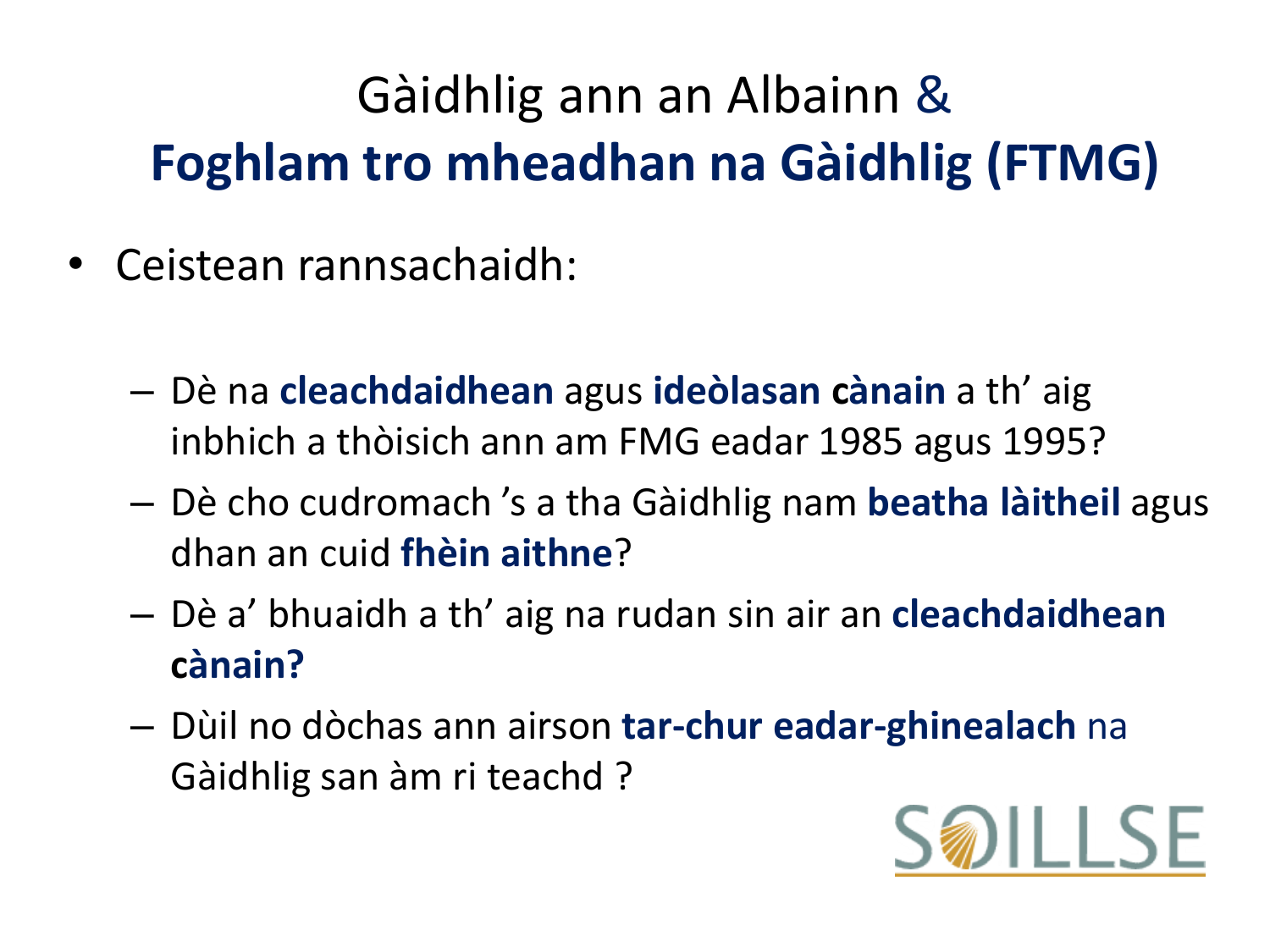# Gàidhlig ann an Albainn & **Foghlam tro mheadhan na Gàidhlig (FTMG)**

- Ceistean rannsachaidh:
  - Dè na **cleachdaidhean** agus **ideòlasan cànain** a th' aig inbhich a thòisich ann am FMG eadar 1985 agus 1995?
  - Dè cho cudromach 's a tha Gàidhlig nam **beatha làitheil** agus dhan an cuid **fhèin aithne**?
  - Dè a' bhuaidh a th' aig na rudan sin air an **cleachdaidhean cànain?**
  - Dùil no dòchas ann airson **tar-chur eadar-ghinealach** na Gàidhlig san àm ri teachd ?

SOILLSE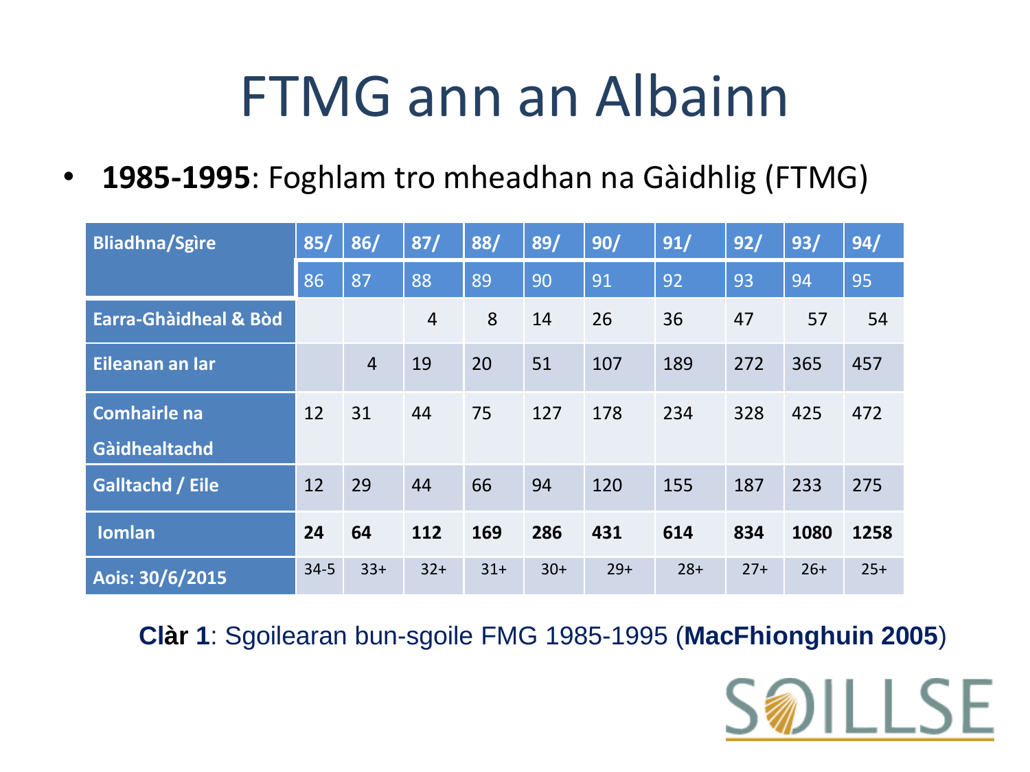# FTMG ann an Albainn

- **1985-1995**: Foghlam tro mheadhan na Gàidhlig (FTMG)

| Bliadhna/Sgìre | 85/ | 86/ | 87/ | 88/ | 89/ | 90/ | 91/ | 92/ | 93/ | 94/ |
|---|---|---|---|---|---|---|---|---|---|---|
| | 86 | 87 | 88 | 89 | 90 | 91 | 92 | 93 | 94 | 95 |
| Earra-Ghàidheal & Bòd | | | 4 | 8 | 14 | 26 | 36 | 47 | 57 | 54 |
| Eileanan an Iar | | 4 | 19 | 20 | 51 | 107 | 189 | 272 | 365 | 457 |
| Comhairle na Gàidhealtachd | 12 | 31 | 44 | 75 | 127 | 178 | 234 | 328 | 425 | 472 |
| Galltachd / Eile | 12 | 29 | 44 | 66 | 94 | 120 | 155 | 187 | 233 | 275 |
| Iomlan | **24** | **64** | **112** | **169** | **286** | **431** | **614** | **834** | **1080** | **1258** |
| Aois: 30/6/2015 | 34-5 | 33+ | 32+ | 31+ | 30+ | 29+ | 28+ | 27+ | 26+ | 25+ |

**Clàr 1**: Sgoilearan bun-sgoile FMG 1985-1995 (**MacFhionghuin 2005**)

SOILLSE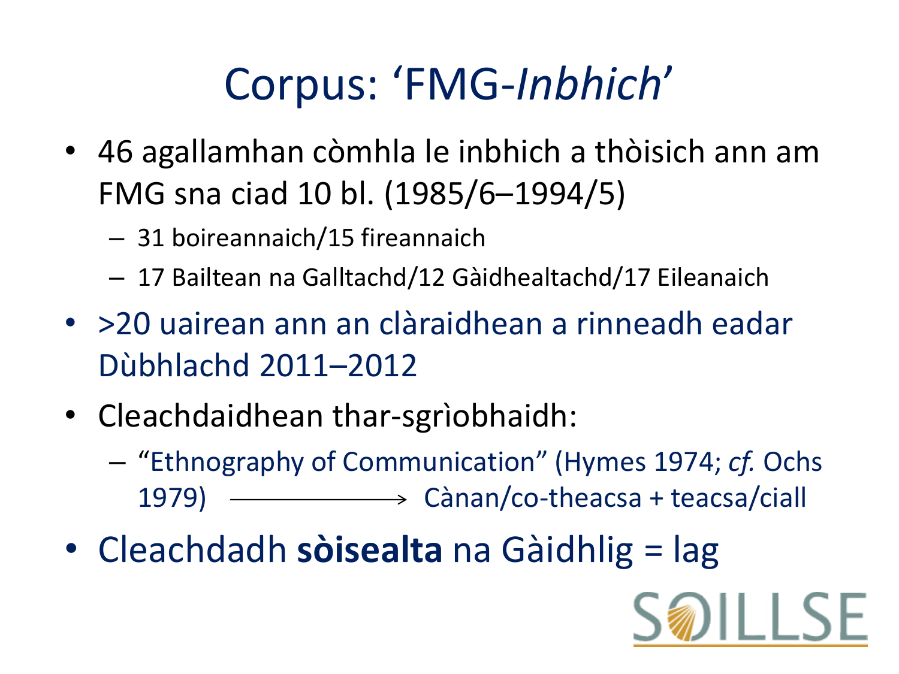# Corpus: ‘FMG-*Inbhich*’

- 46 agallamhan còmhla le inbhich a thòisich ann am FMG sna ciad 10 bl. (1985/6–1994/5)
  - 31 boireannaich/15 fireannaich
  - 17 Bailtean na Galltachd/12 Gàidhealtachd/17 Eileanaich
- >20 uairean ann an clàraidhean a rinneadh eadar Dùbhlachd 2011–2012
- Cleachdaidhean thar-sgrìobhaidh:
  - “Ethnography of Communication” (Hymes 1974; *cf.* Ochs 1979) ⟶ Cànan/co-theacsa + teacsa/ciall
- Cleachdadh **sòisealta** na Gàidhlig = lag

SOILLSE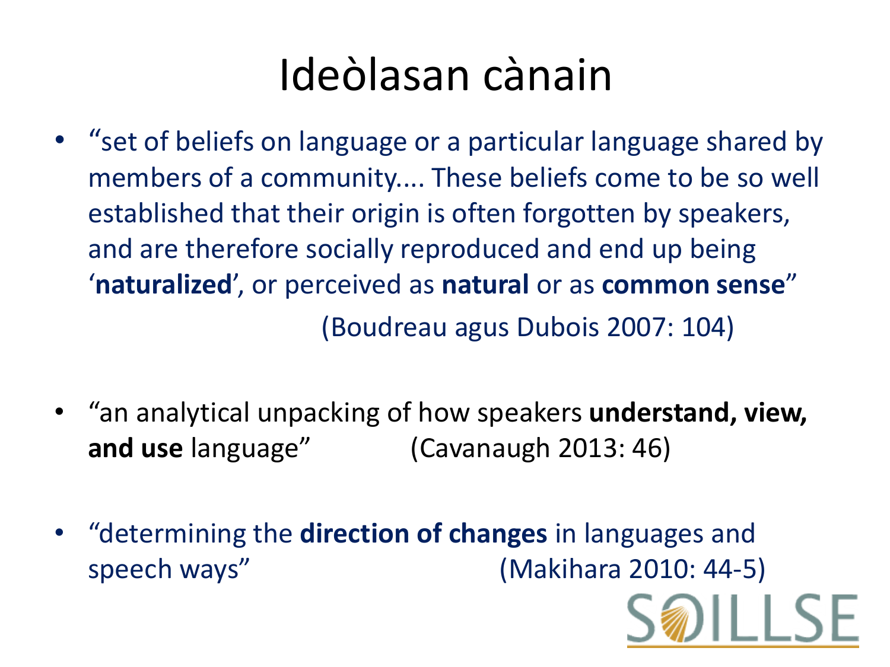# Ideòlasan cànain

- "set of beliefs on language or a particular language shared by members of a community.... These beliefs come to be so well established that their origin is often forgotten by speakers, and are therefore socially reproduced and end up being '**naturalized**', or perceived as **natural** or as **common sense**"

  (Boudreau agus Dubois 2007: 104)

- "an analytical unpacking of how speakers **understand, view, and use** language" (Cavanaugh 2013: 46)

- "determining the **direction of changes** in languages and speech ways" (Makihara 2010: 44-5)

SOILLSE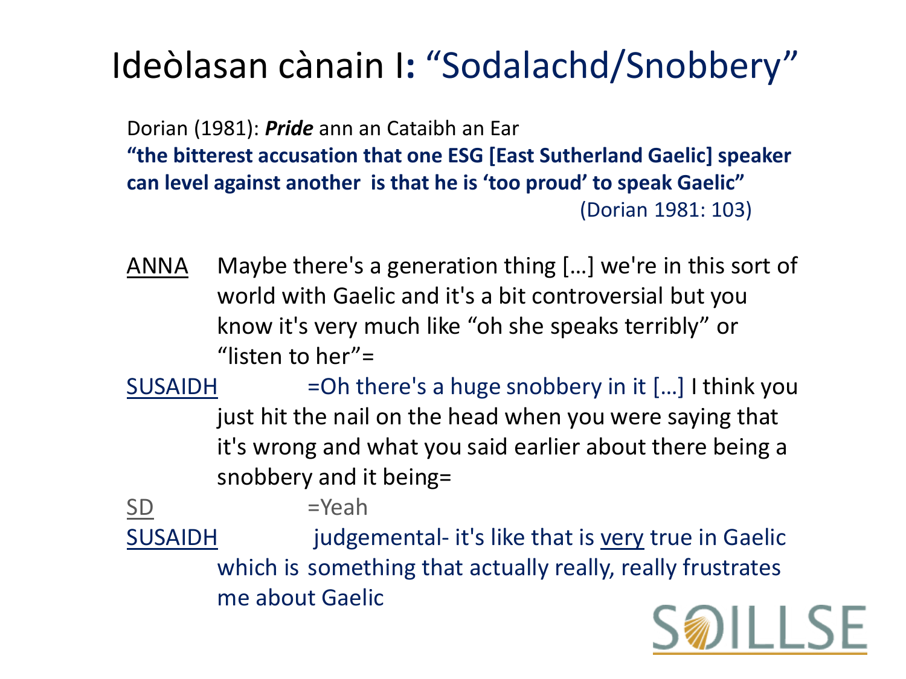# Ideòlasan cànain I: "Sodalachd/Snobbery"

Dorian (1981): ***Pride*** ann an Cataibh an Ear

**"the bitterest accusation that one ESG [East Sutherland Gaelic] speaker can level against another is that he is 'too proud' to speak Gaelic"**

(Dorian 1981: 103)

ANNA Maybe there's a generation thing […] we're in this sort of world with Gaelic and it's a bit controversial but you know it's very much like "oh she speaks terribly" or "listen to her"=

SUSAIDH =Oh there's a huge snobbery in it […] I think you just hit the nail on the head when you were saying that it's wrong and what you said earlier about there being a snobbery and it being=

SD =Yeah

SUSAIDH judgemental- it's like that is very true in Gaelic which is something that actually really, really frustrates me about Gaelic

SOILLSE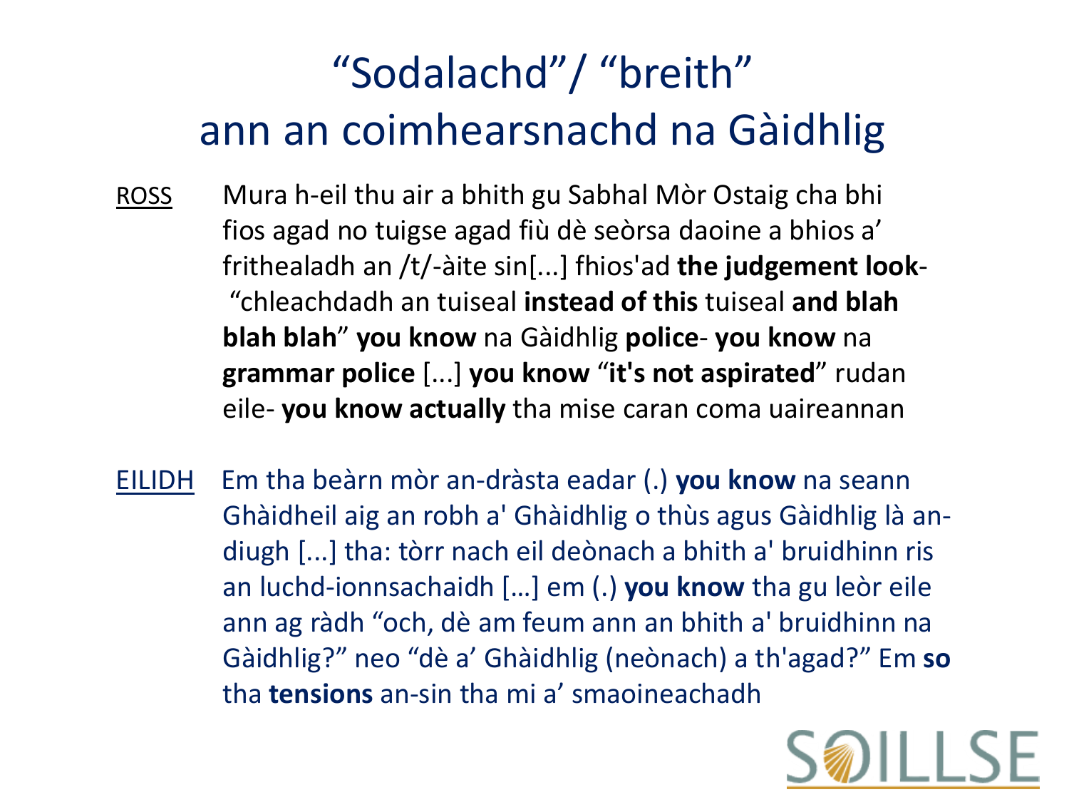# "Sodalachd"/ "breith" ann an coimhearsnachd na Gàidhlig

ROSS Mura h-eil thu air a bhith gu Sabhal Mòr Ostaig cha bhi fios agad no tuigse agad fiù dè seòrsa daoine a bhios a' frithealadh an /t/-àite sin[...] fhios'ad **the judgement look**- "chleachdadh an tuiseal **instead of this** tuiseal **and blah blah blah**" **you know** na Gàidhlig **police**- **you know** na **grammar police** [...] **you know** "**it's not aspirated**" rudan eile- **you know actually** tha mise caran coma uaireannan

EILIDH Em tha beàrn mòr an-dràsta eadar (.) **you know** na seann Ghàidheil aig an robh a' Ghàidhlig o thùs agus Gàidhlig là an-diugh [...] tha: tòrr nach eil deònach a bhith a' bruidhinn ris an luchd-ionnsachaidh […] em (.) **you know** tha gu leòr eile ann ag ràdh "och, dè am feum ann an bhith a' bruidhinn na Gàidhlig?" neo "dè a' Ghàidhlig (neònach) a th'agad?" Em **so** tha **tensions** an-sin tha mi a' smaoineachadh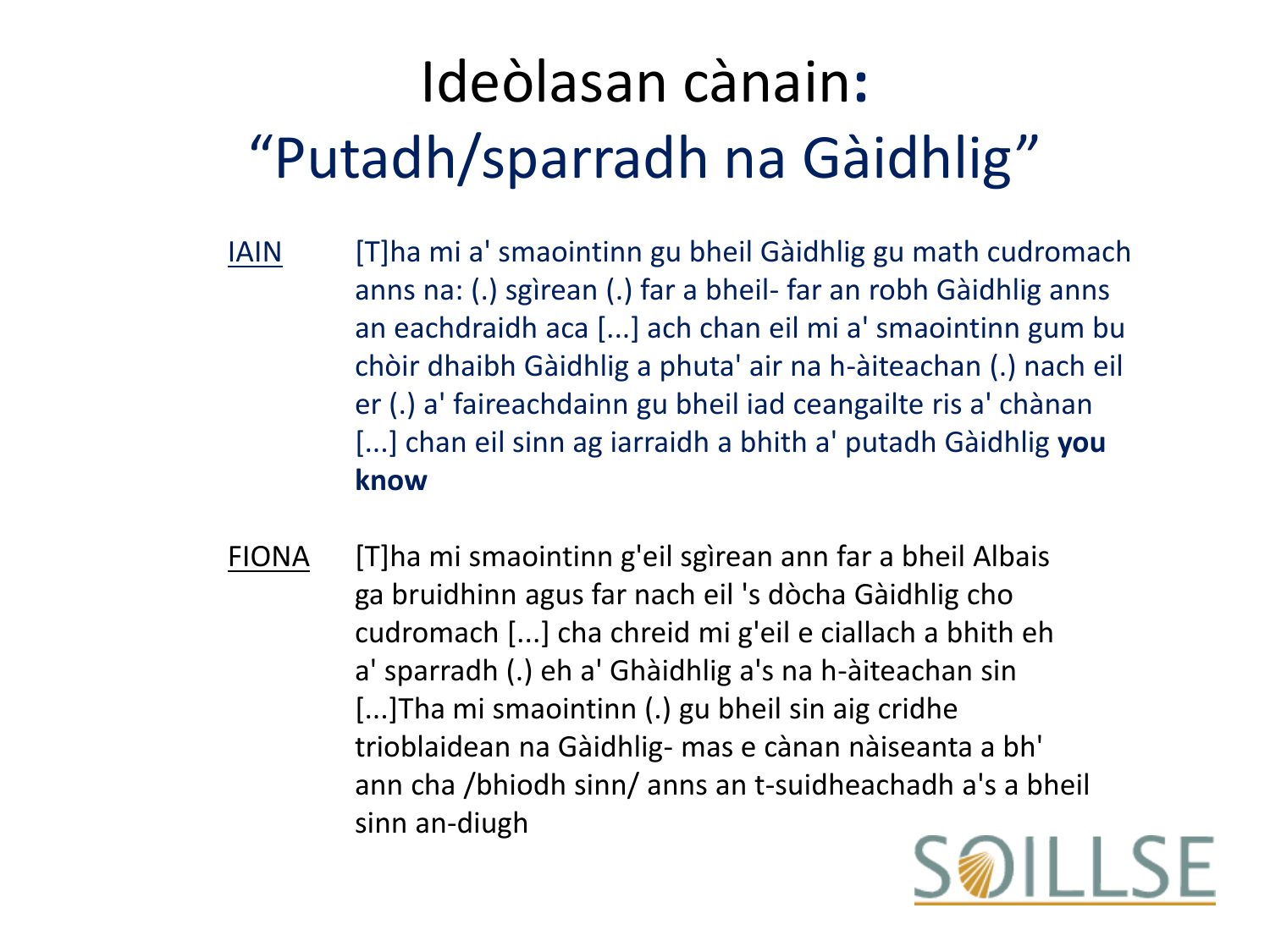# Ideòlasan cànain: “Putadh/sparradh na Gàidhlig”

<u>IAIN</u> [T]ha mi a' smaointinn gu bheil Gàidhlig gu math cudromach anns na: (.) sgìrean (.) far a bheil- far an robh Gàidhlig anns an eachdraidh aca [...] ach chan eil mi a' smaointinn gum bu chòir dhaibh Gàidhlig a phuta' air na h-àiteachan (.) nach eil er (.) a' faireachdainn gu bheil iad ceangailte ris a' chànan [...] chan eil sinn ag iarraidh a bhith a' putadh Gàidhlig **you know**

<u>FIONA</u> [T]ha mi smaointinn g'eil sgìrean ann far a bheil Albais ga bruidhinn agus far nach eil 's dòcha Gàidhlig cho cudromach [...] cha chreid mi g'eil e ciallach a bhith eh a' sparradh (.) eh a' Ghàidhlig a's na h-àiteachan sin [...]Tha mi smaointinn (.) gu bheil sin aig cridhe trioblaidean na Gàidhlig- mas e cànan nàiseanta a bh' ann cha /bhiodh sinn/ anns an t-suidheachadh a's a bheil sinn an-diugh

SOILLSE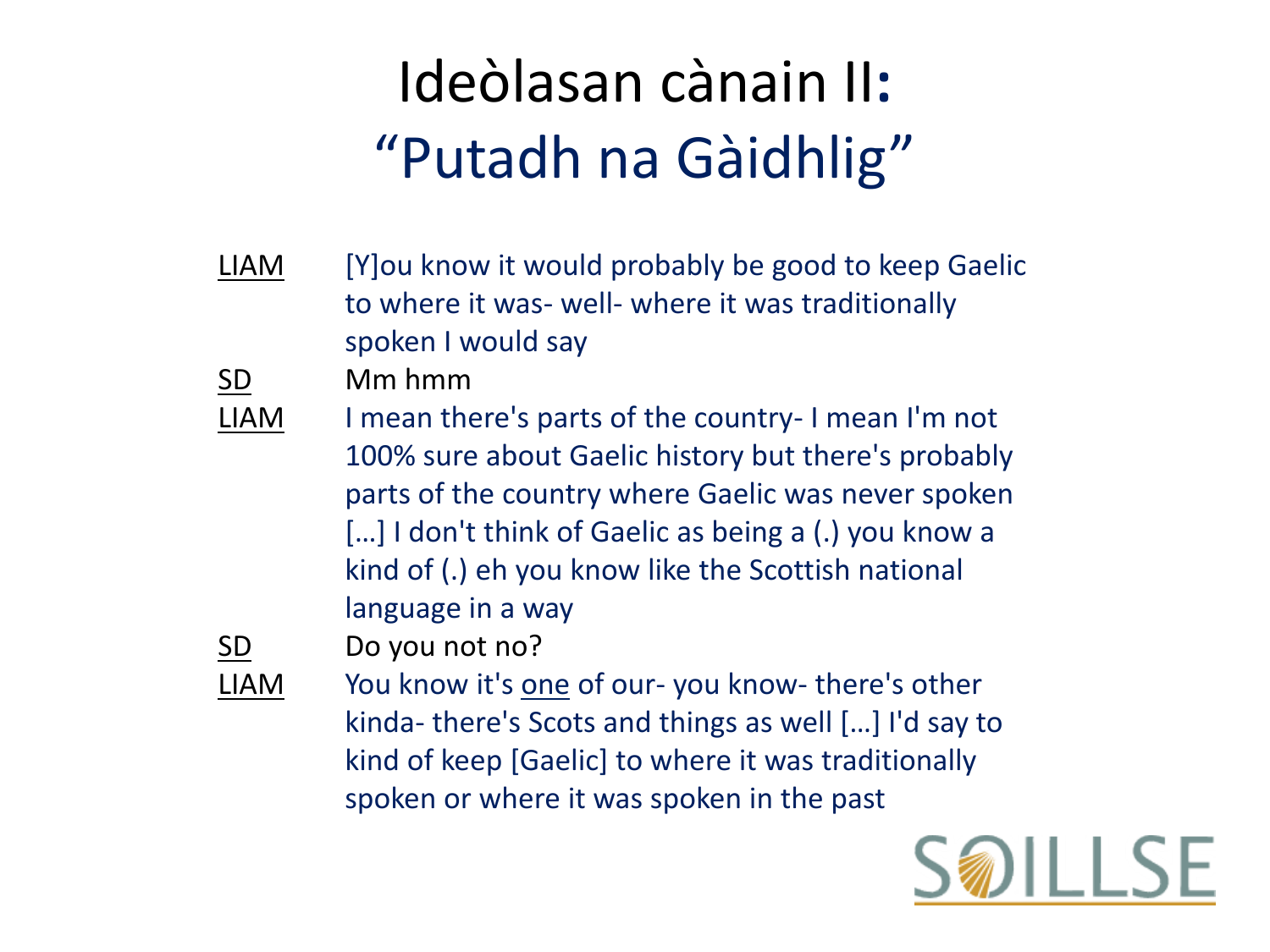# Ideòlasan cànain II: "Putadh na Gàidhlig"

LIAM	[Y]ou know it would probably be good to keep Gaelic to where it was- well- where it was traditionally spoken I would say

SD	Mm hmm

LIAM	I mean there's parts of the country- I mean I'm not 100% sure about Gaelic history but there's probably parts of the country where Gaelic was never spoken […] I don't think of Gaelic as being a (.) you know a kind of (.) eh you know like the Scottish national language in a way

SD	Do you not no?

LIAM	You know it's one of our- you know- there's other kinda- there's Scots and things as well […] I'd say to kind of keep [Gaelic] to where it was traditionally spoken or where it was spoken in the past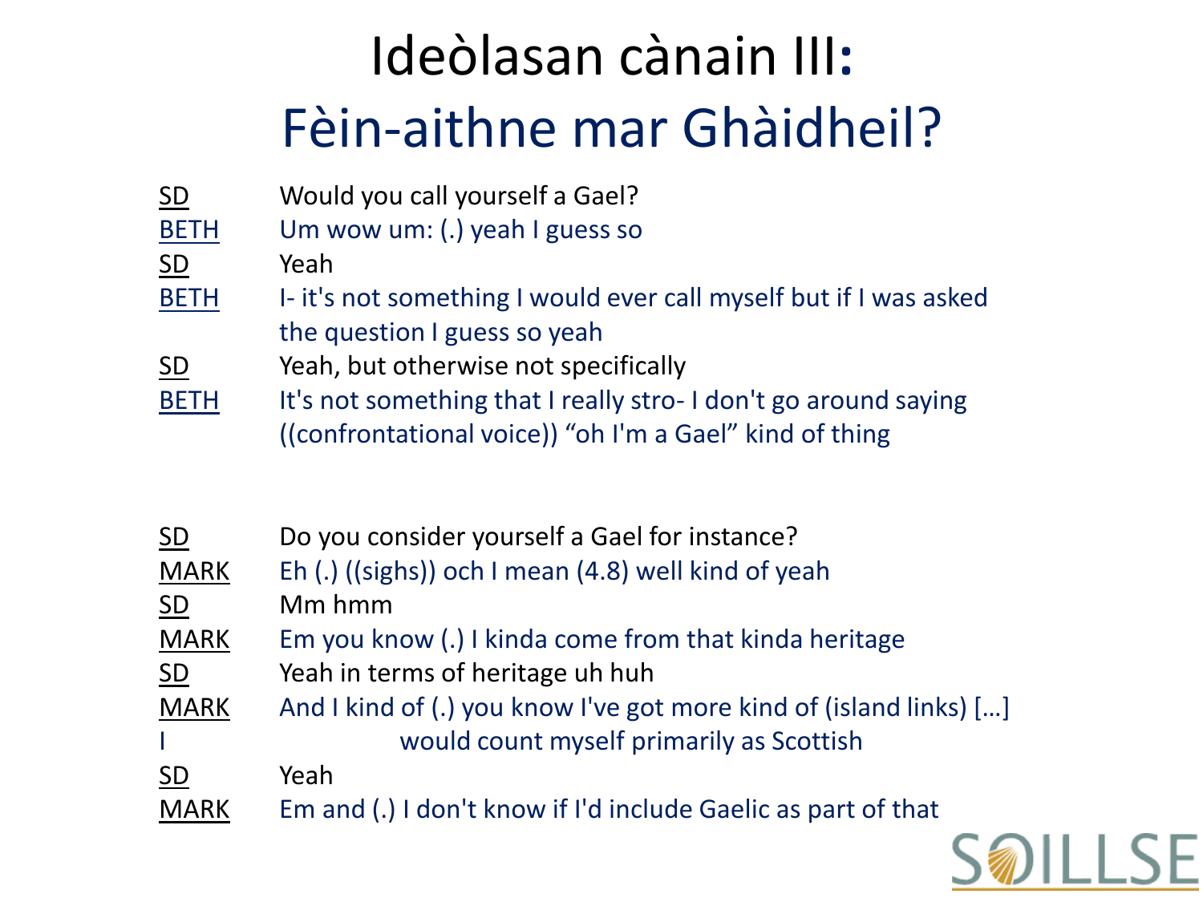# Ideòlasan cànain III: Fèin-aithne mar Ghàidheil?

| | |
|---|---|
| SD | Would you call yourself a Gael? |
| BETH | Um wow um: (.) yeah I guess so |
| SD | Yeah |
| BETH | I- it's not something I would ever call myself but if I was asked the question I guess so yeah |
| SD | Yeah, but otherwise not specifically |
| BETH | It's not something that I really stro- I don't go around saying ((confrontational voice)) "oh I'm a Gael" kind of thing |

| | |
|---|---|
| SD | Do you consider yourself a Gael for instance? |
| MARK | Eh (.) ((sighs)) och I mean (4.8) well kind of yeah |
| SD | Mm hmm |
| MARK | Em you know (.) I kinda come from that kinda heritage |
| SD | Yeah in terms of heritage uh huh |
| MARK | And I kind of (.) you know I've got more kind of (island links) […] I would count myself primarily as Scottish |
| SD | Yeah |
| MARK | Em and (.) I don't know if I'd include Gaelic as part of that |

SOILLSE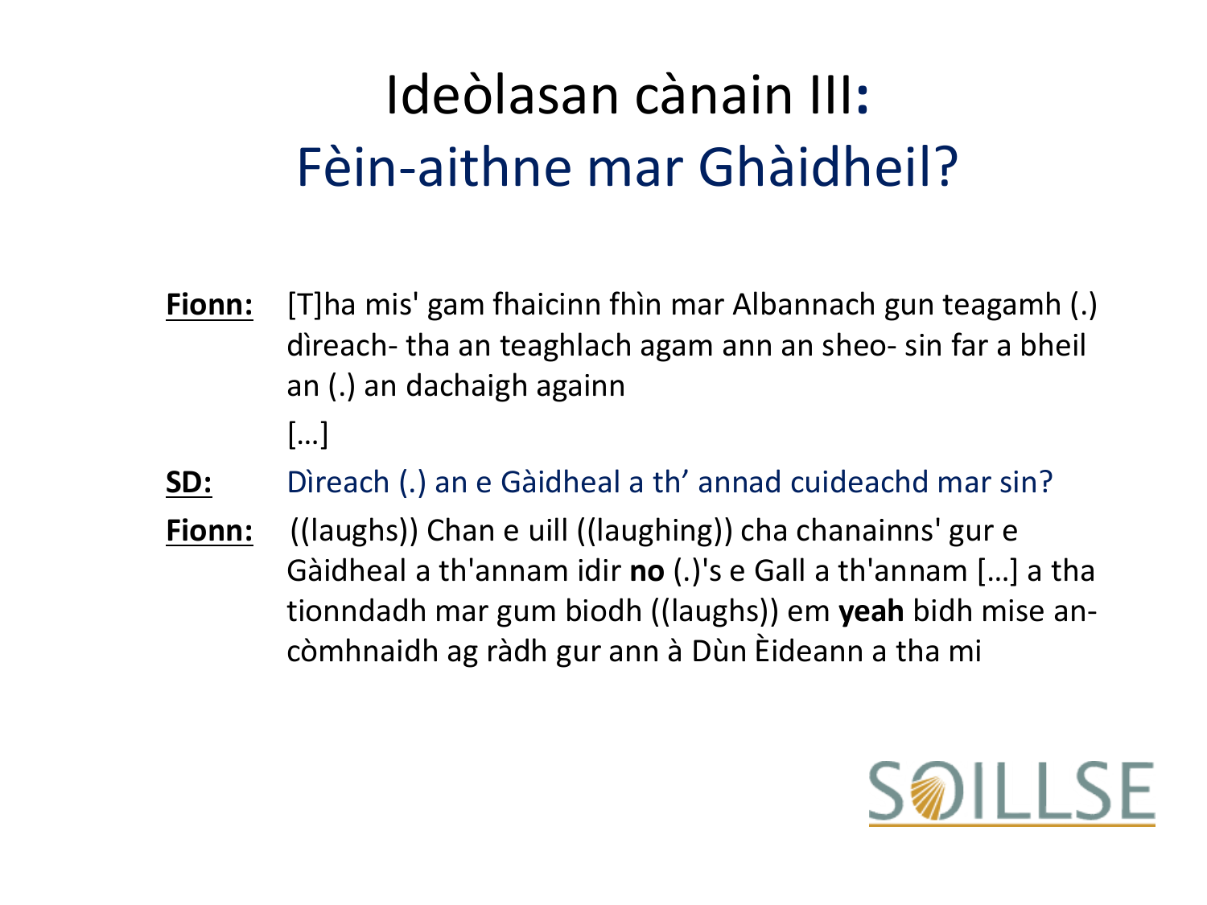# Ideòlasan cànain III:
## Fèin-aithne mar Ghàidheil?

**Fionn:** [T]ha mis' gam fhaicinn fhìn mar Albannach gun teagamh (.) dìreach- tha an teaghlach agam ann an sheo- sin far a bheil an (.) an dachaigh againn

[…]

**SD:** Dìreach (.) an e Gàidheal a th' annad cuideachd mar sin?

**Fionn:** ((laughs)) Chan e uill ((laughing)) cha chanainns' gur e Gàidheal a th'annam idir **no** (.)'s e Gall a th'annam […] a tha tionndadh mar gum biodh ((laughs)) em **yeah** bidh mise an-còmhnaidh ag ràdh gur ann à Dùn Èideann a tha mi

SOILLSE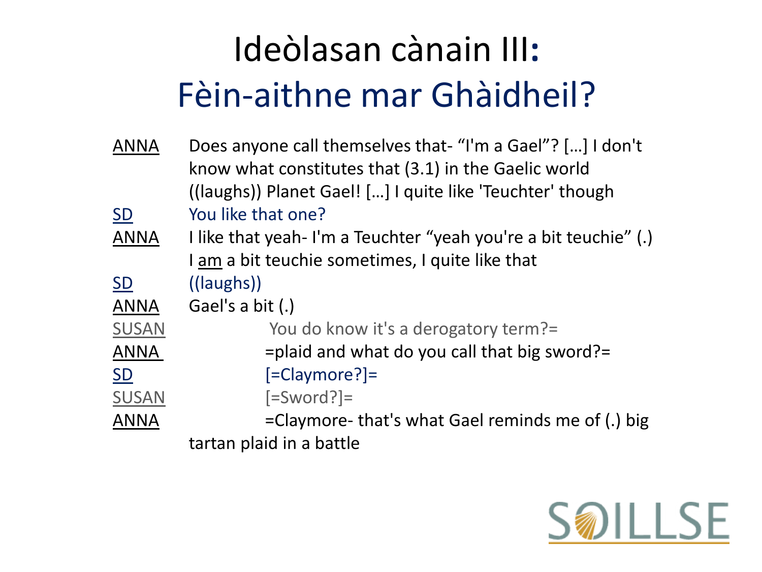# Ideòlasan cànain III: Fèin-aithne mar Ghàidheil?

ANNA Does anyone call themselves that- "I'm a Gael"? […] I don't know what constitutes that (3.1) in the Gaelic world ((laughs)) Planet Gael! […] I quite like 'Teuchter' though

SD You like that one?

ANNA I like that yeah- I'm a Teuchter "yeah you're a bit teuchie" (.) I am a bit teuchie sometimes, I quite like that

SD ((laughs))

ANNA Gael's a bit (.)

SUSAN You do know it's a derogatory term?=

ANNA =plaid and what do you call that big sword?=

SD [=Claymore?]=

SUSAN [=Sword?]=

ANNA =Claymore- that's what Gael reminds me of (.) big tartan plaid in a battle

SOILLSE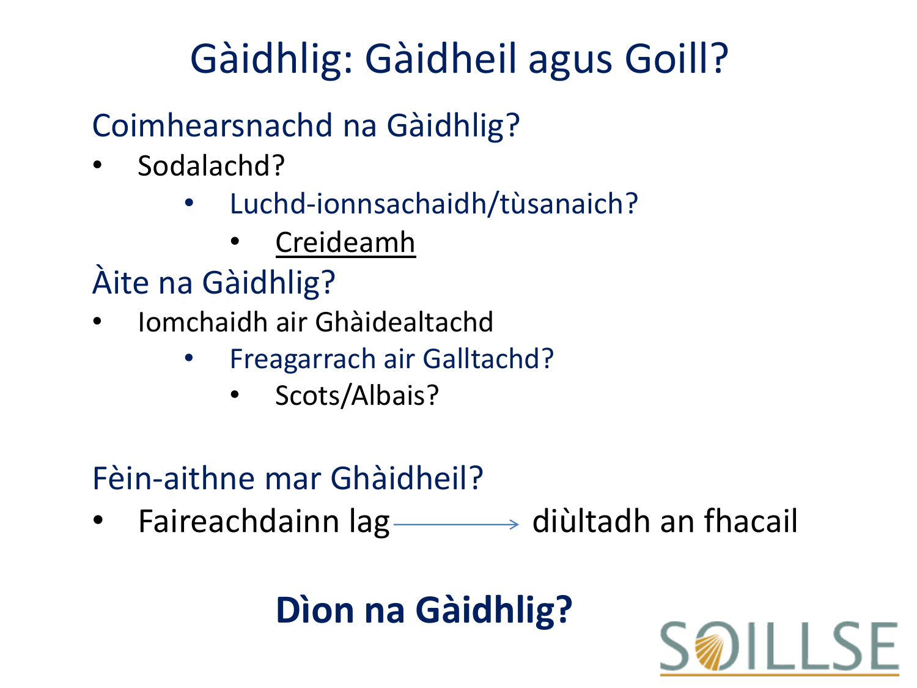# Gàidhlig: Gàidheil agus Goill?

## Coimhearsnachd na Gàidhlig?

- Sodalachd?
  - Luchd-ionnsachaidh/tùsanaich?
    - <u>Creideamh</u>

## Àite na Gàidhlig?

- Iomchaidh air Ghàidealtachd
  - Freagarrach air Galltachd?
    - Scots/Albais?

## Fèin-aithne mar Ghàidheil?

- Faireachdainn lag → diùltadh an fhacail

**Dìon na Gàidhlig?**

SOILLSE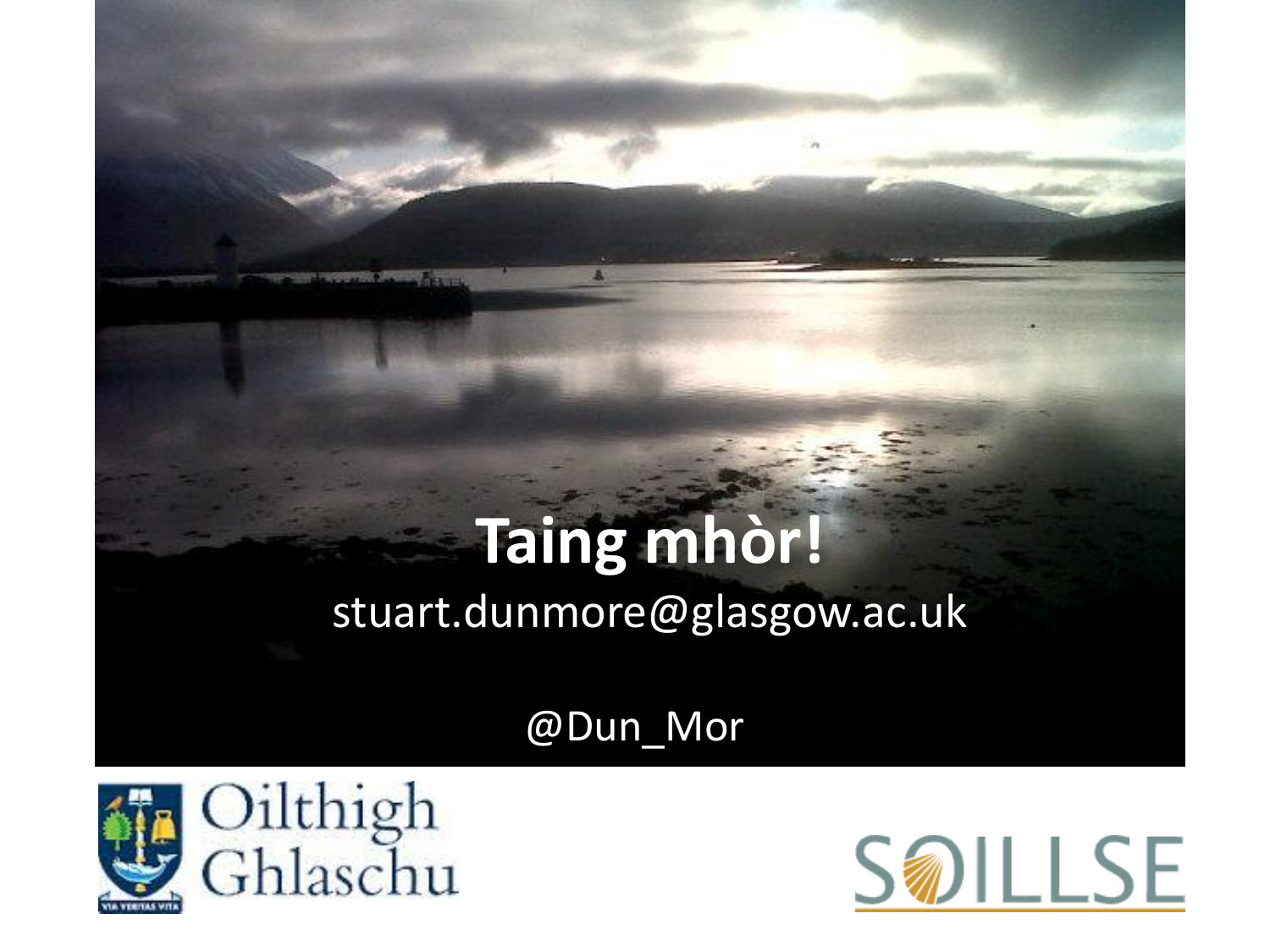# Taing mhòr!

stuart.dunmore@glasgow.ac.uk

@Dun_Mor

Oilthigh Ghlaschu

SOILLSE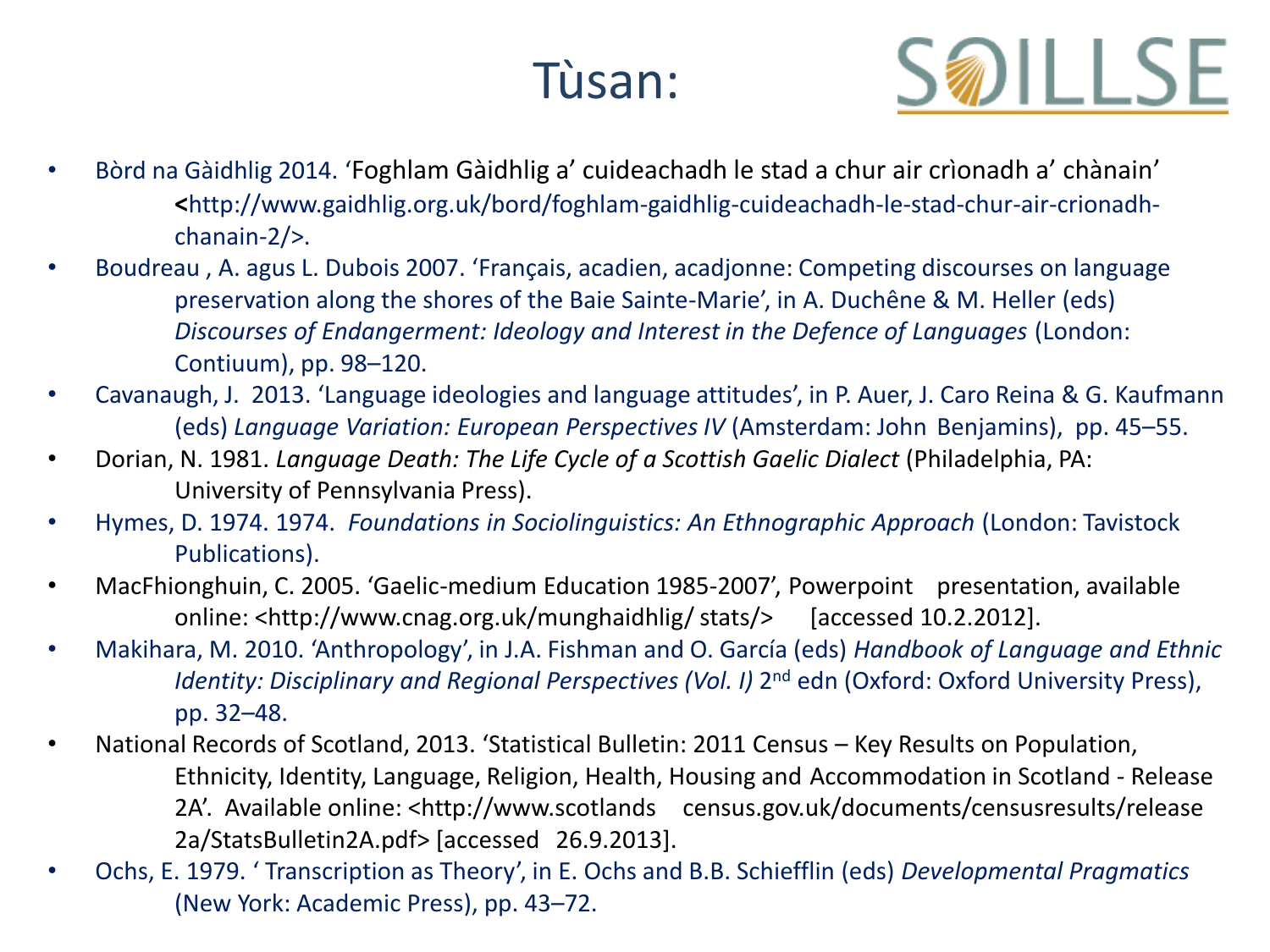# Tùsan:

SOILLSE

- Bòrd na Gàidhlig 2014. 'Foghlam Gàidhlig a' cuideachadh le stad a chur air crìonadh a' chànain' <http://www.gaidhlig.org.uk/bord/foghlam-gaidhlig-cuideachadh-le-stad-chur-air-crionadh-chanain-2/>.
- Boudreau , A. agus L. Dubois 2007. 'Français, acadien, acadjonne: Competing discourses on language preservation along the shores of the Baie Sainte-Marie', in A. Duchêne & M. Heller (eds) *Discourses of Endangerment: Ideology and Interest in the Defence of Languages* (London: Contiuum), pp. 98–120.
- Cavanaugh, J. 2013. 'Language ideologies and language attitudes', in P. Auer, J. Caro Reina & G. Kaufmann (eds) *Language Variation: European Perspectives IV* (Amsterdam: John Benjamins), pp. 45–55.
- Dorian, N. 1981. *Language Death: The Life Cycle of a Scottish Gaelic Dialect* (Philadelphia, PA: University of Pennsylvania Press).
- Hymes, D. 1974. 1974. *Foundations in Sociolinguistics: An Ethnographic Approach* (London: Tavistock Publications).
- MacFhionghuin, C. 2005. 'Gaelic-medium Education 1985-2007', Powerpoint presentation, available online: <http://www.cnag.org.uk/munghaidhlig/ stats/> [accessed 10.2.2012].
- Makihara, M. 2010. 'Anthropology', in J.A. Fishman and O. García (eds) *Handbook of Language and Ethnic Identity: Disciplinary and Regional Perspectives (Vol. I)* 2nd edn (Oxford: Oxford University Press), pp. 32–48.
- National Records of Scotland, 2013. 'Statistical Bulletin: 2011 Census – Key Results on Population, Ethnicity, Identity, Language, Religion, Health, Housing and Accommodation in Scotland - Release 2A'. Available online: <http://www.scotlands census.gov.uk/documents/censusresults/release 2a/StatsBulletin2A.pdf> [accessed 26.9.2013].
- Ochs, E. 1979. ' Transcription as Theory', in E. Ochs and B.B. Schiefflin (eds) *Developmental Pragmatics* (New York: Academic Press), pp. 43–72.